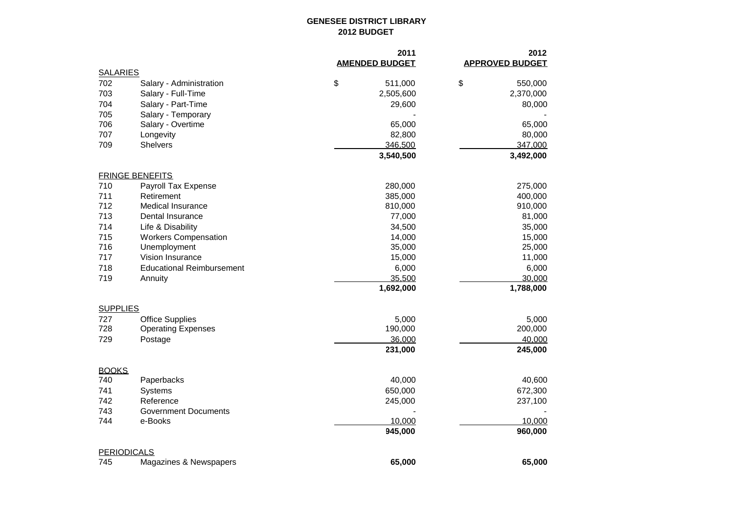# GENESEE DISTRICT LIBRARY

## 2012 BUDGET

| | | 2011 AMENDED BUDGET | 2012 APPROVED BUDGET |
|---|---|---|---|
| **SALARIES** | | | |
| 702 | Salary - Administration | $ 511,000 | $ 550,000 |
| 703 | Salary - Full-Time | 2,505,600 | 2,370,000 |
| 704 | Salary - Part-Time | 29,600 | 80,000 |
| 705 | Salary - Temporary | - | - |
| 706 | Salary - Overtime | 65,000 | 65,000 |
| 707 | Longevity | 82,800 | 80,000 |
| 709 | Shelvers | 346,500 | 347,000 |
| | | **3,540,500** | **3,492,000** |
| **FRINGE BENEFITS** | | | |
| 710 | Payroll Tax Expense | 280,000 | 275,000 |
| 711 | Retirement | 385,000 | 400,000 |
| 712 | Medical Insurance | 810,000 | 910,000 |
| 713 | Dental Insurance | 77,000 | 81,000 |
| 714 | Life & Disability | 34,500 | 35,000 |
| 715 | Workers Compensation | 14,000 | 15,000 |
| 716 | Unemployment | 35,000 | 25,000 |
| 717 | Vision Insurance | 15,000 | 11,000 |
| 718 | Educational Reimbursement | 6,000 | 6,000 |
| 719 | Annuity | 35,500 | 30,000 |
| | | **1,692,000** | **1,788,000** |
| **SUPPLIES** | | | |
| 727 | Office Supplies | 5,000 | 5,000 |
| 728 | Operating Expenses | 190,000 | 200,000 |
| 729 | Postage | 36,000 | 40,000 |
| | | **231,000** | **245,000** |
| **BOOKS** | | | |
| 740 | Paperbacks | 40,000 | 40,600 |
| 741 | Systems | 650,000 | 672,300 |
| 742 | Reference | 245,000 | 237,100 |
| 743 | Government Documents | - | - |
| 744 | e-Books | 10,000 | 10,000 |
| | | **945,000** | **960,000** |
| **PERIODICALS** | | | |
| 745 | Magazines & Newspapers | **65,000** | **65,000** |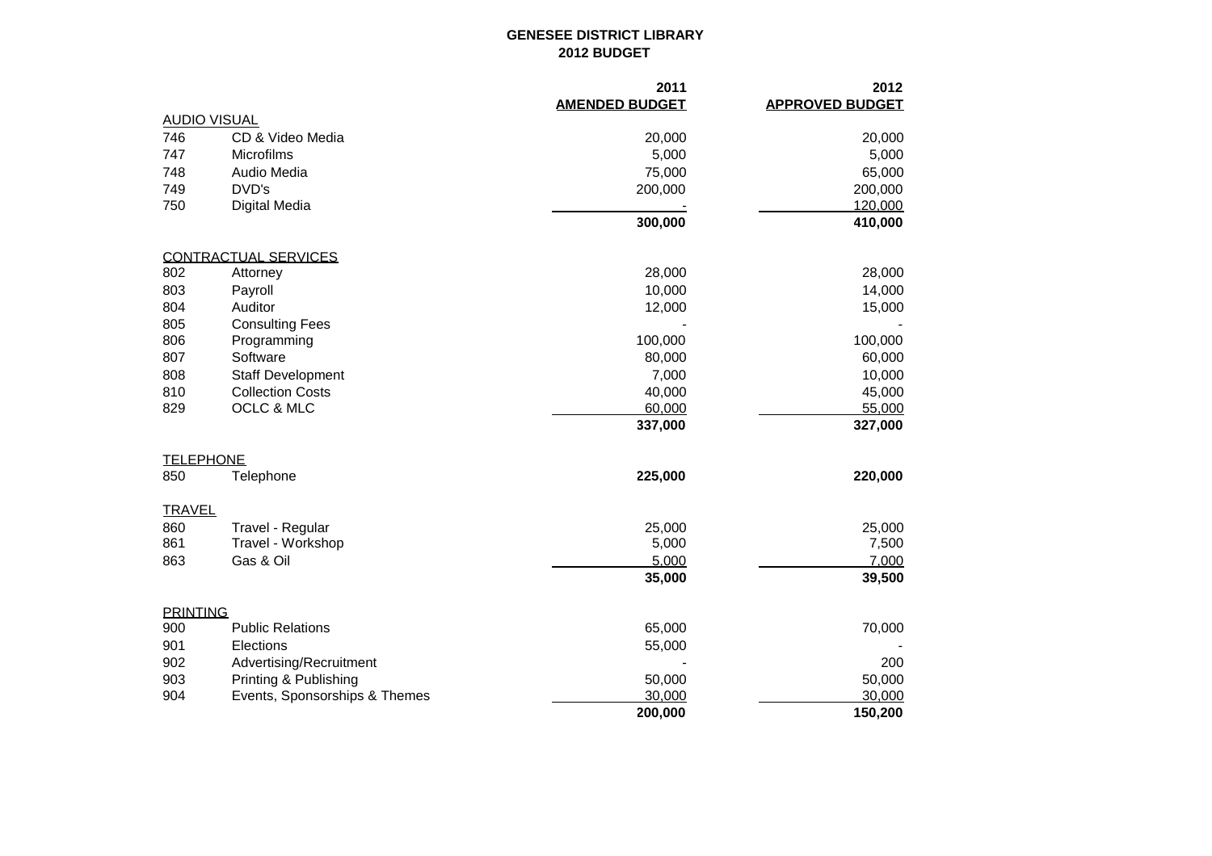# GENESEE DISTRICT LIBRARY
## 2012 BUDGET

| | | 2011 AMENDED BUDGET | 2012 APPROVED BUDGET |
|---|---|---|---|
| AUDIO VISUAL | | | |
| 746 | CD & Video Media | 20,000 | 20,000 |
| 747 | Microfilms | 5,000 | 5,000 |
| 748 | Audio Media | 75,000 | 65,000 |
| 749 | DVD's | 200,000 | 200,000 |
| 750 | Digital Media | - | 120,000 |
| | | **300,000** | **410,000** |
| CONTRACTUAL SERVICES | | | |
| 802 | Attorney | 28,000 | 28,000 |
| 803 | Payroll | 10,000 | 14,000 |
| 804 | Auditor | 12,000 | 15,000 |
| 805 | Consulting Fees | - | - |
| 806 | Programming | 100,000 | 100,000 |
| 807 | Software | 80,000 | 60,000 |
| 808 | Staff Development | 7,000 | 10,000 |
| 810 | Collection Costs | 40,000 | 45,000 |
| 829 | OCLC & MLC | 60,000 | 55,000 |
| | | **337,000** | **327,000** |
| TELEPHONE | | | |
| 850 | Telephone | **225,000** | **220,000** |
| TRAVEL | | | |
| 860 | Travel - Regular | 25,000 | 25,000 |
| 861 | Travel - Workshop | 5,000 | 7,500 |
| 863 | Gas & Oil | 5,000 | 7,000 |
| | | **35,000** | **39,500** |
| PRINTING | | | |
| 900 | Public Relations | 65,000 | 70,000 |
| 901 | Elections | 55,000 | - |
| 902 | Advertising/Recruitment | - | 200 |
| 903 | Printing & Publishing | 50,000 | 50,000 |
| 904 | Events, Sponsorships & Themes | 30,000 | 30,000 |
| | | **200,000** | **150,200** |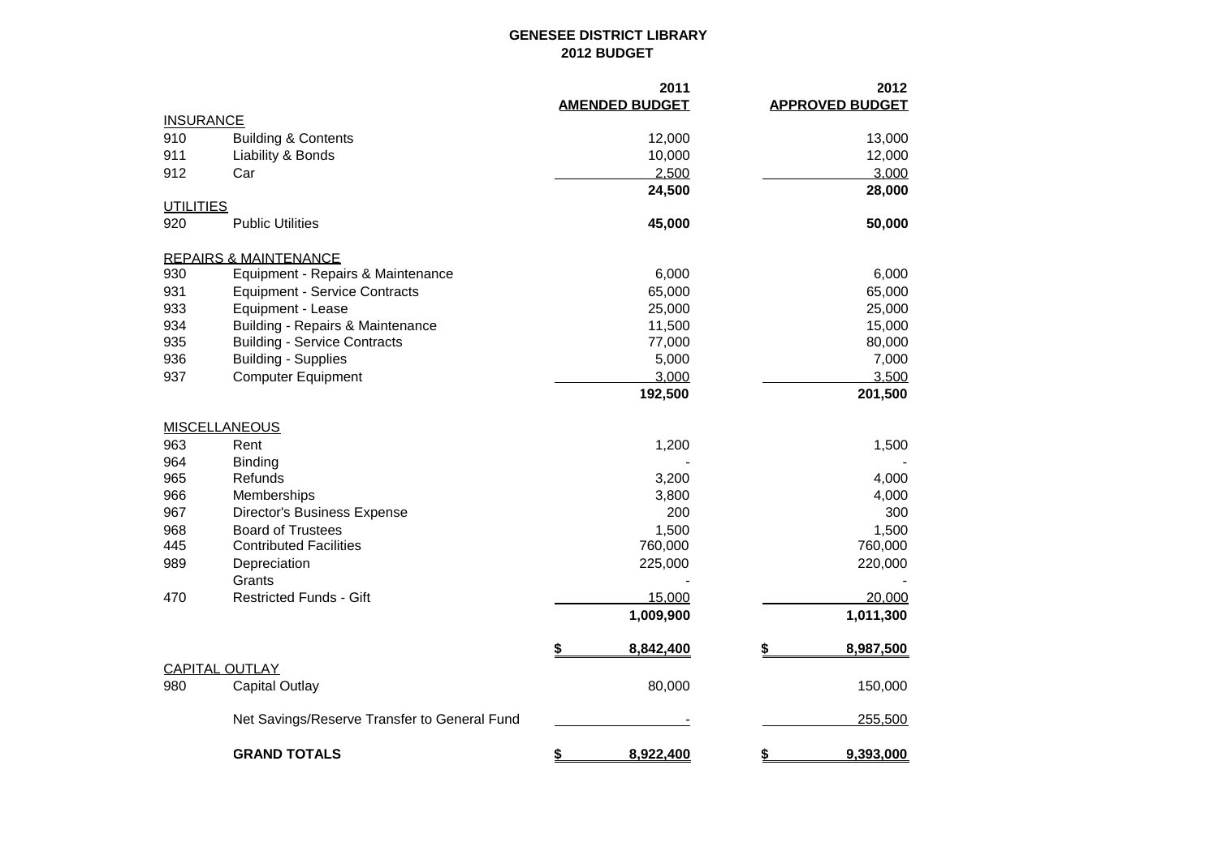# GENESEE DISTRICT LIBRARY
## 2012 BUDGET

| | | 2011 AMENDED BUDGET | 2012 APPROVED BUDGET |
|---|---|---|---|
| **INSURANCE** | | | |
| 910 | Building & Contents | 12,000 | 13,000 |
| 911 | Liability & Bonds | 10,000 | 12,000 |
| 912 | Car | 2,500 | 3,000 |
| | | **24,500** | **28,000** |
| **UTILITIES** | | | |
| 920 | Public Utilities | **45,000** | **50,000** |
| **REPAIRS & MAINTENANCE** | | | |
| 930 | Equipment - Repairs & Maintenance | 6,000 | 6,000 |
| 931 | Equipment - Service Contracts | 65,000 | 65,000 |
| 933 | Equipment - Lease | 25,000 | 25,000 |
| 934 | Building - Repairs & Maintenance | 11,500 | 15,000 |
| 935 | Building - Service Contracts | 77,000 | 80,000 |
| 936 | Building - Supplies | 5,000 | 7,000 |
| 937 | Computer Equipment | 3,000 | 3,500 |
| | | **192,500** | **201,500** |
| **MISCELLANEOUS** | | | |
| 963 | Rent | 1,200 | 1,500 |
| 964 | Binding | - | - |
| 965 | Refunds | 3,200 | 4,000 |
| 966 | Memberships | 3,800 | 4,000 |
| 967 | Director's Business Expense | 200 | 300 |
| 968 | Board of Trustees | 1,500 | 1,500 |
| 445 | Contributed Facilities | 760,000 | 760,000 |
| 989 | Depreciation | 225,000 | 220,000 |
| | Grants | - | - |
| 470 | Restricted Funds - Gift | 15,000 | 20,000 |
| | | **1,009,900** | **1,011,300** |
| | | **$ 8,842,400** | **$ 8,987,500** |
| **CAPITAL OUTLAY** | | | |
| 980 | Capital Outlay | 80,000 | 150,000 |
| | Net Savings/Reserve Transfer to General Fund | - | 255,500 |
| | **GRAND TOTALS** | **$ 8,922,400** | **$ 9,393,000** |